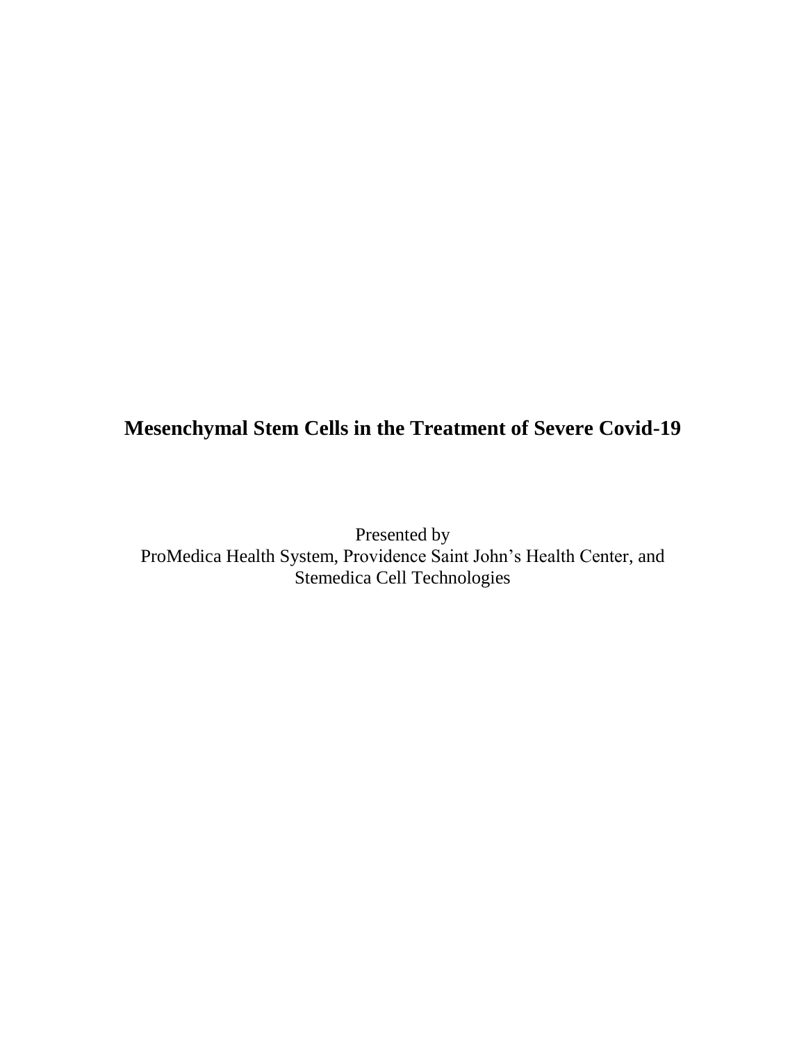# Mesenchymal Stem Cells in the Treatment of Severe Covid-19

Presented by
ProMedica Health System, Providence Saint John's Health Center, and
Stemedica Cell Technologies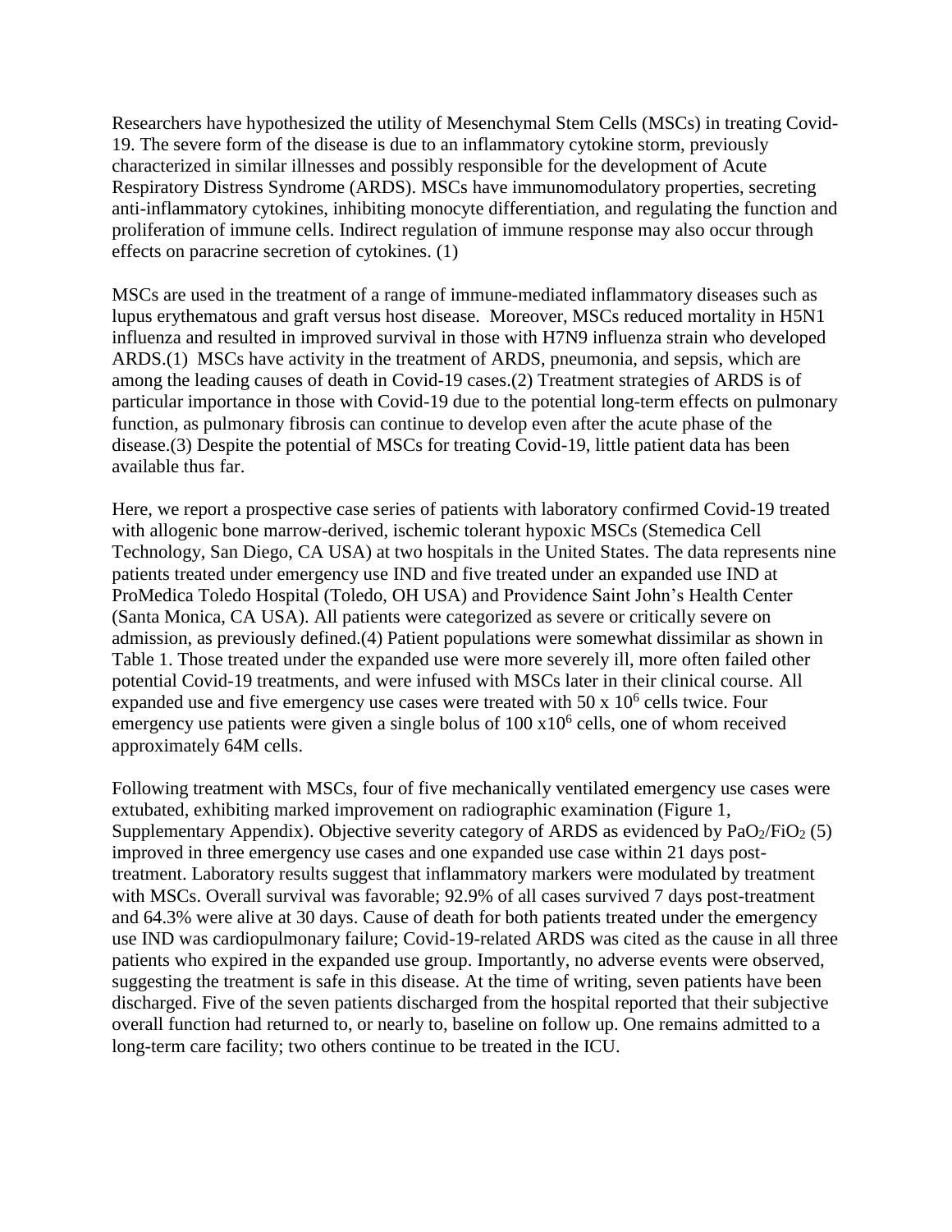Researchers have hypothesized the utility of Mesenchymal Stem Cells (MSCs) in treating Covid-19. The severe form of the disease is due to an inflammatory cytokine storm, previously characterized in similar illnesses and possibly responsible for the development of Acute Respiratory Distress Syndrome (ARDS). MSCs have immunomodulatory properties, secreting anti-inflammatory cytokines, inhibiting monocyte differentiation, and regulating the function and proliferation of immune cells. Indirect regulation of immune response may also occur through effects on paracrine secretion of cytokines. (1)

MSCs are used in the treatment of a range of immune-mediated inflammatory diseases such as lupus erythematous and graft versus host disease. Moreover, MSCs reduced mortality in H5N1 influenza and resulted in improved survival in those with H7N9 influenza strain who developed ARDS.(1) MSCs have activity in the treatment of ARDS, pneumonia, and sepsis, which are among the leading causes of death in Covid-19 cases.(2) Treatment strategies of ARDS is of particular importance in those with Covid-19 due to the potential long-term effects on pulmonary function, as pulmonary fibrosis can continue to develop even after the acute phase of the disease.(3) Despite the potential of MSCs for treating Covid-19, little patient data has been available thus far.

Here, we report a prospective case series of patients with laboratory confirmed Covid-19 treated with allogenic bone marrow-derived, ischemic tolerant hypoxic MSCs (Stemedica Cell Technology, San Diego, CA USA) at two hospitals in the United States. The data represents nine patients treated under emergency use IND and five treated under an expanded use IND at ProMedica Toledo Hospital (Toledo, OH USA) and Providence Saint John's Health Center (Santa Monica, CA USA). All patients were categorized as severe or critically severe on admission, as previously defined.(4) Patient populations were somewhat dissimilar as shown in Table 1. Those treated under the expanded use were more severely ill, more often failed other potential Covid-19 treatments, and were infused with MSCs later in their clinical course. All expanded use and five emergency use cases were treated with $50 \times 10^6$ cells twice. Four emergency use patients were given a single bolus of $100 \times 10^6$ cells, one of whom received approximately 64M cells.

Following treatment with MSCs, four of five mechanically ventilated emergency use cases were extubated, exhibiting marked improvement on radiographic examination (Figure 1, Supplementary Appendix). Objective severity category of ARDS as evidenced by $PaO_2/FiO_2$ (5) improved in three emergency use cases and one expanded use case within 21 days post-treatment. Laboratory results suggest that inflammatory markers were modulated by treatment with MSCs. Overall survival was favorable; 92.9% of all cases survived 7 days post-treatment and 64.3% were alive at 30 days. Cause of death for both patients treated under the emergency use IND was cardiopulmonary failure; Covid-19-related ARDS was cited as the cause in all three patients who expired in the expanded use group. Importantly, no adverse events were observed, suggesting the treatment is safe in this disease. At the time of writing, seven patients have been discharged. Five of the seven patients discharged from the hospital reported that their subjective overall function had returned to, or nearly to, baseline on follow up. One remains admitted to a long-term care facility; two others continue to be treated in the ICU.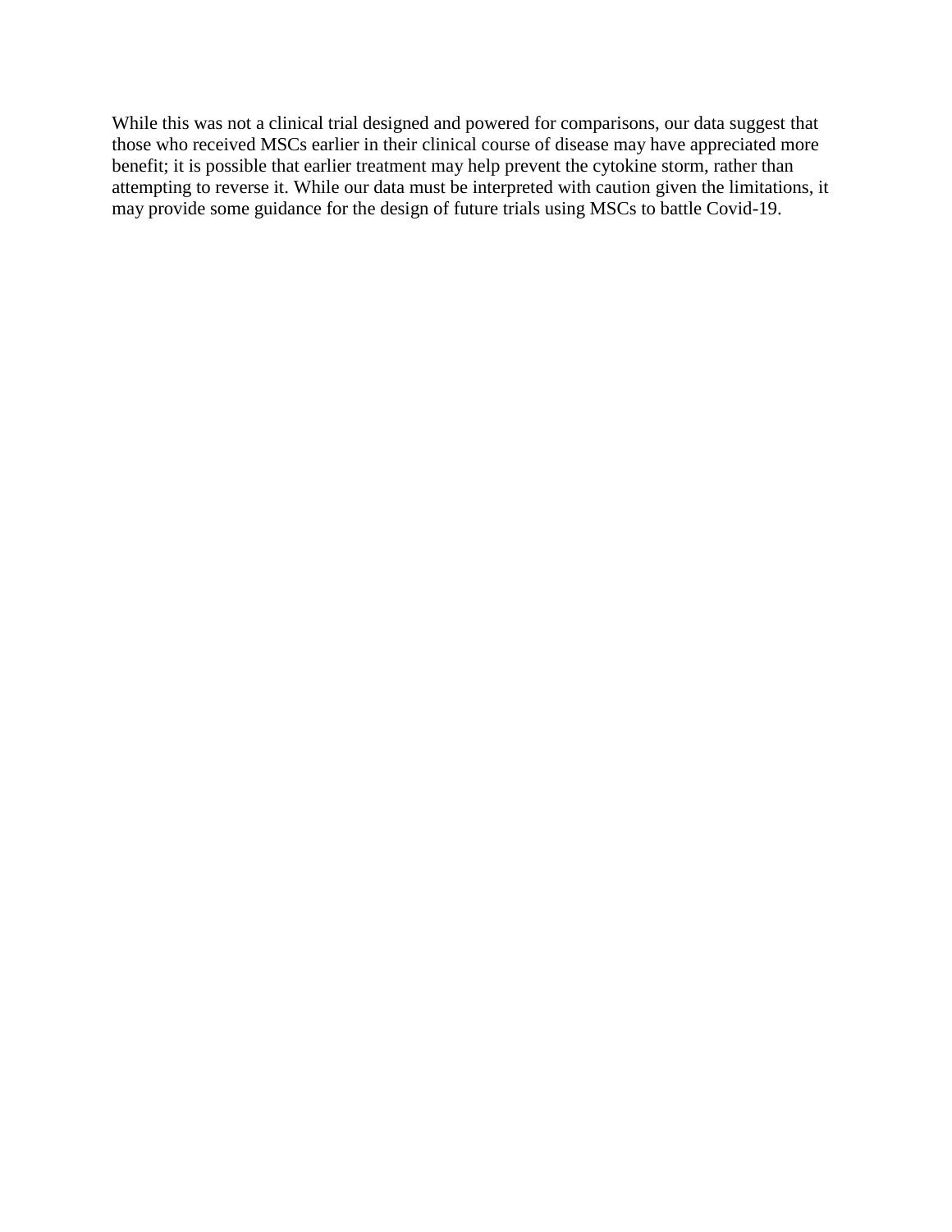While this was not a clinical trial designed and powered for comparisons, our data suggest that those who received MSCs earlier in their clinical course of disease may have appreciated more benefit; it is possible that earlier treatment may help prevent the cytokine storm, rather than attempting to reverse it. While our data must be interpreted with caution given the limitations, it may provide some guidance for the design of future trials using MSCs to battle Covid-19.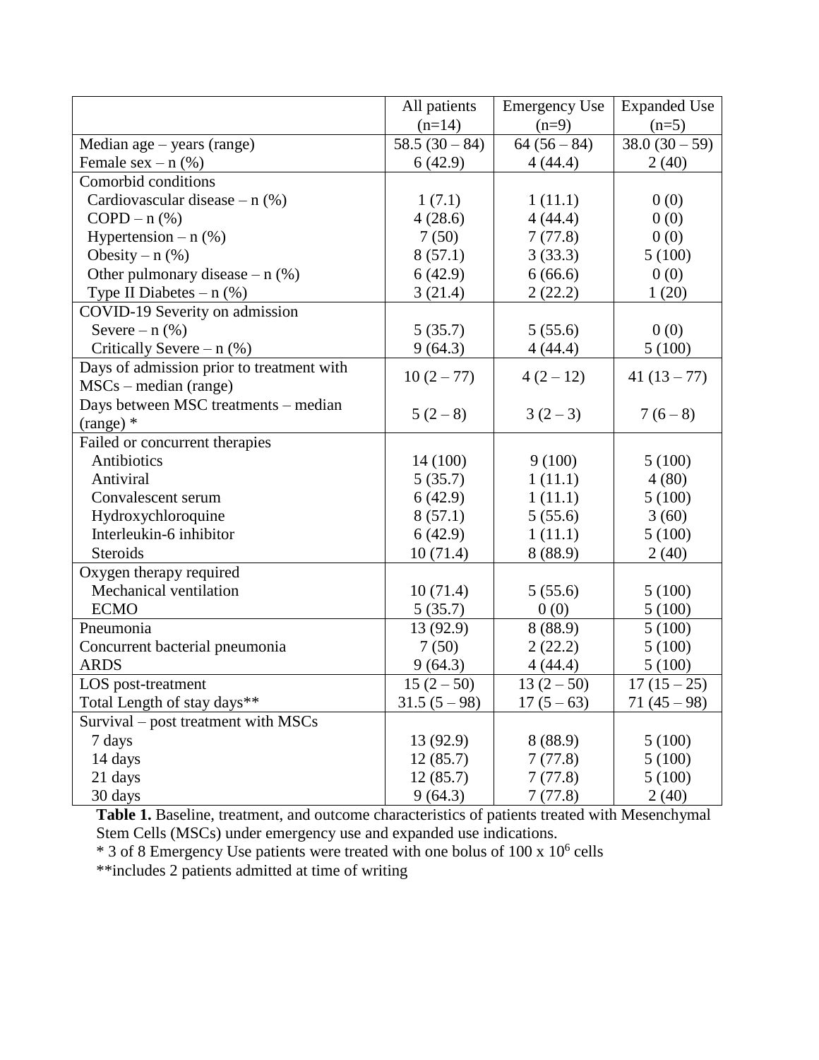| | All patients (n=14) | Emergency Use (n=9) | Expanded Use (n=5) |
|---|---|---|---|
| Median age – years (range) | 58.5 (30 – 84) | 64 (56 – 84) | 38.0 (30 – 59) |
| Female sex – n (%) | 6 (42.9) | 4 (44.4) | 2 (40) |
| Comorbid conditions | | | |
| Cardiovascular disease – n (%) | 1 (7.1) | 1 (11.1) | 0 (0) |
| COPD – n (%) | 4 (28.6) | 4 (44.4) | 0 (0) |
| Hypertension – n (%) | 7 (50) | 7 (77.8) | 0 (0) |
| Obesity – n (%) | 8 (57.1) | 3 (33.3) | 5 (100) |
| Other pulmonary disease – n (%) | 6 (42.9) | 6 (66.6) | 0 (0) |
| Type II Diabetes – n (%) | 3 (21.4) | 2 (22.2) | 1 (20) |
| COVID-19 Severity on admission | | | |
| Severe – n (%) | 5 (35.7) | 5 (55.6) | 0 (0) |
| Critically Severe – n (%) | 9 (64.3) | 4 (44.4) | 5 (100) |
| Days of admission prior to treatment with MSCs – median (range) | 10 (2 – 77) | 4 (2 – 12) | 41 (13 – 77) |
| Days between MSC treatments – median (range) * | 5 (2 – 8) | 3 (2 – 3) | 7 (6 – 8) |
| Failed or concurrent therapies | | | |
| Antibiotics | 14 (100) | 9 (100) | 5 (100) |
| Antiviral | 5 (35.7) | 1 (11.1) | 4 (80) |
| Convalescent serum | 6 (42.9) | 1 (11.1) | 5 (100) |
| Hydroxychloroquine | 8 (57.1) | 5 (55.6) | 3 (60) |
| Interleukin-6 inhibitor | 6 (42.9) | 1 (11.1) | 5 (100) |
| Steroids | 10 (71.4) | 8 (88.9) | 2 (40) |
| Oxygen therapy required | | | |
| Mechanical ventilation | 10 (71.4) | 5 (55.6) | 5 (100) |
| ECMO | 5 (35.7) | 0 (0) | 5 (100) |
| Pneumonia | 13 (92.9) | 8 (88.9) | 5 (100) |
| Concurrent bacterial pneumonia | 7 (50) | 2 (22.2) | 5 (100) |
| ARDS | 9 (64.3) | 4 (44.4) | 5 (100) |
| LOS post-treatment | 15 (2 – 50) | 13 (2 – 50) | 17 (15 – 25) |
| Total Length of stay days** | 31.5 (5 – 98) | 17 (5 – 63) | 71 (45 – 98) |
| Survival – post treatment with MSCs | | | |
| 7 days | 13 (92.9) | 8 (88.9) | 5 (100) |
| 14 days | 12 (85.7) | 7 (77.8) | 5 (100) |
| 21 days | 12 (85.7) | 7 (77.8) | 5 (100) |
| 30 days | 9 (64.3) | 7 (77.8) | 2 (40) |

**Table 1.** Baseline, treatment, and outcome characteristics of patients treated with Mesenchymal Stem Cells (MSCs) under emergency use and expanded use indications.

* 3 of 8 Emergency Use patients were treated with one bolus of 100 x $10^6$ cells

**includes 2 patients admitted at time of writing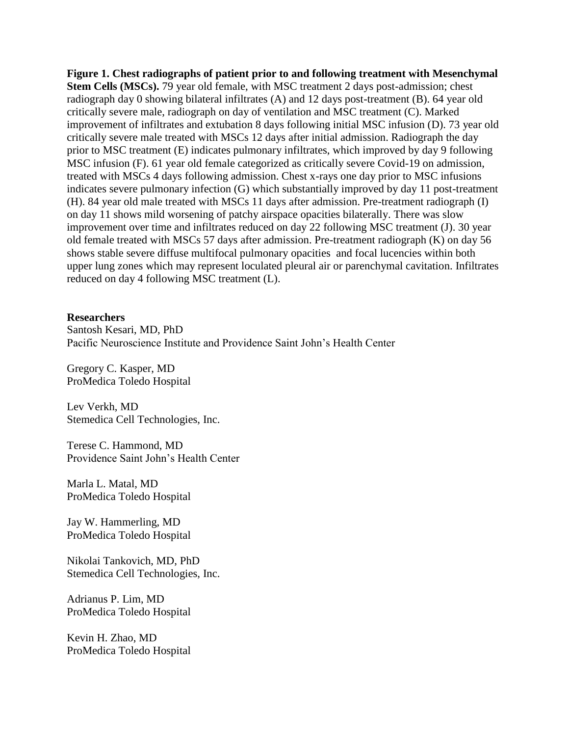**Figure 1. Chest radiographs of patient prior to and following treatment with Mesenchymal Stem Cells (MSCs).** 79 year old female, with MSC treatment 2 days post-admission; chest radiograph day 0 showing bilateral infiltrates (A) and 12 days post-treatment (B). 64 year old critically severe male, radiograph on day of ventilation and MSC treatment (C). Marked improvement of infiltrates and extubation 8 days following initial MSC infusion (D). 73 year old critically severe male treated with MSCs 12 days after initial admission. Radiograph the day prior to MSC treatment (E) indicates pulmonary infiltrates, which improved by day 9 following MSC infusion (F). 61 year old female categorized as critically severe Covid-19 on admission, treated with MSCs 4 days following admission. Chest x-rays one day prior to MSC infusions indicates severe pulmonary infection (G) which substantially improved by day 11 post-treatment (H). 84 year old male treated with MSCs 11 days after admission. Pre-treatment radiograph (I) on day 11 shows mild worsening of patchy airspace opacities bilaterally. There was slow improvement over time and infiltrates reduced on day 22 following MSC treatment (J). 30 year old female treated with MSCs 57 days after admission. Pre-treatment radiograph (K) on day 56 shows stable severe diffuse multifocal pulmonary opacities and focal lucencies within both upper lung zones which may represent loculated pleural air or parenchymal cavitation. Infiltrates reduced on day 4 following MSC treatment (L).

**Researchers**

Santosh Kesari, MD, PhD
Pacific Neuroscience Institute and Providence Saint John's Health Center

Gregory C. Kasper, MD
ProMedica Toledo Hospital

Lev Verkh, MD
Stemedica Cell Technologies, Inc.

Terese C. Hammond, MD
Providence Saint John's Health Center

Marla L. Matal, MD
ProMedica Toledo Hospital

Jay W. Hammerling, MD
ProMedica Toledo Hospital

Nikolai Tankovich, MD, PhD
Stemedica Cell Technologies, Inc.

Adrianus P. Lim, MD
ProMedica Toledo Hospital

Kevin H. Zhao, MD
ProMedica Toledo Hospital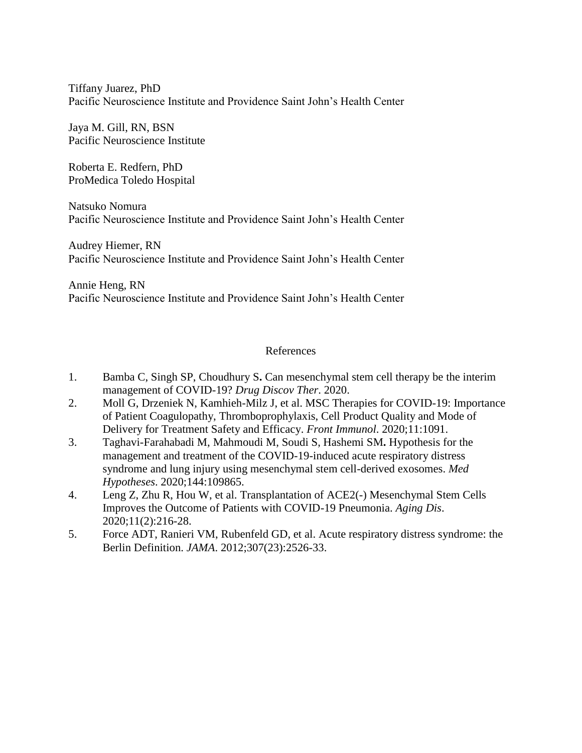Tiffany Juarez, PhD
Pacific Neuroscience Institute and Providence Saint John's Health Center

Jaya M. Gill, RN, BSN
Pacific Neuroscience Institute

Roberta E. Redfern, PhD
ProMedica Toledo Hospital

Natsuko Nomura
Pacific Neuroscience Institute and Providence Saint John's Health Center

Audrey Hiemer, RN
Pacific Neuroscience Institute and Providence Saint John's Health Center

Annie Heng, RN
Pacific Neuroscience Institute and Providence Saint John's Health Center

## References

1. Bamba C, Singh SP, Choudhury S**.** Can mesenchymal stem cell therapy be the interim management of COVID-19? *Drug Discov Ther*. 2020.
2. Moll G, Drzeniek N, Kamhieh-Milz J, et al. MSC Therapies for COVID-19: Importance of Patient Coagulopathy, Thromboprophylaxis, Cell Product Quality and Mode of Delivery for Treatment Safety and Efficacy. *Front Immunol*. 2020;11:1091.
3. Taghavi-Farahabadi M, Mahmoudi M, Soudi S, Hashemi SM**.** Hypothesis for the management and treatment of the COVID-19-induced acute respiratory distress syndrome and lung injury using mesenchymal stem cell-derived exosomes. *Med Hypotheses*. 2020;144:109865.
4. Leng Z, Zhu R, Hou W, et al. Transplantation of ACE2(-) Mesenchymal Stem Cells Improves the Outcome of Patients with COVID-19 Pneumonia. *Aging Dis*. 2020;11(2):216-28.
5. Force ADT, Ranieri VM, Rubenfeld GD, et al. Acute respiratory distress syndrome: the Berlin Definition. *JAMA*. 2012;307(23):2526-33.